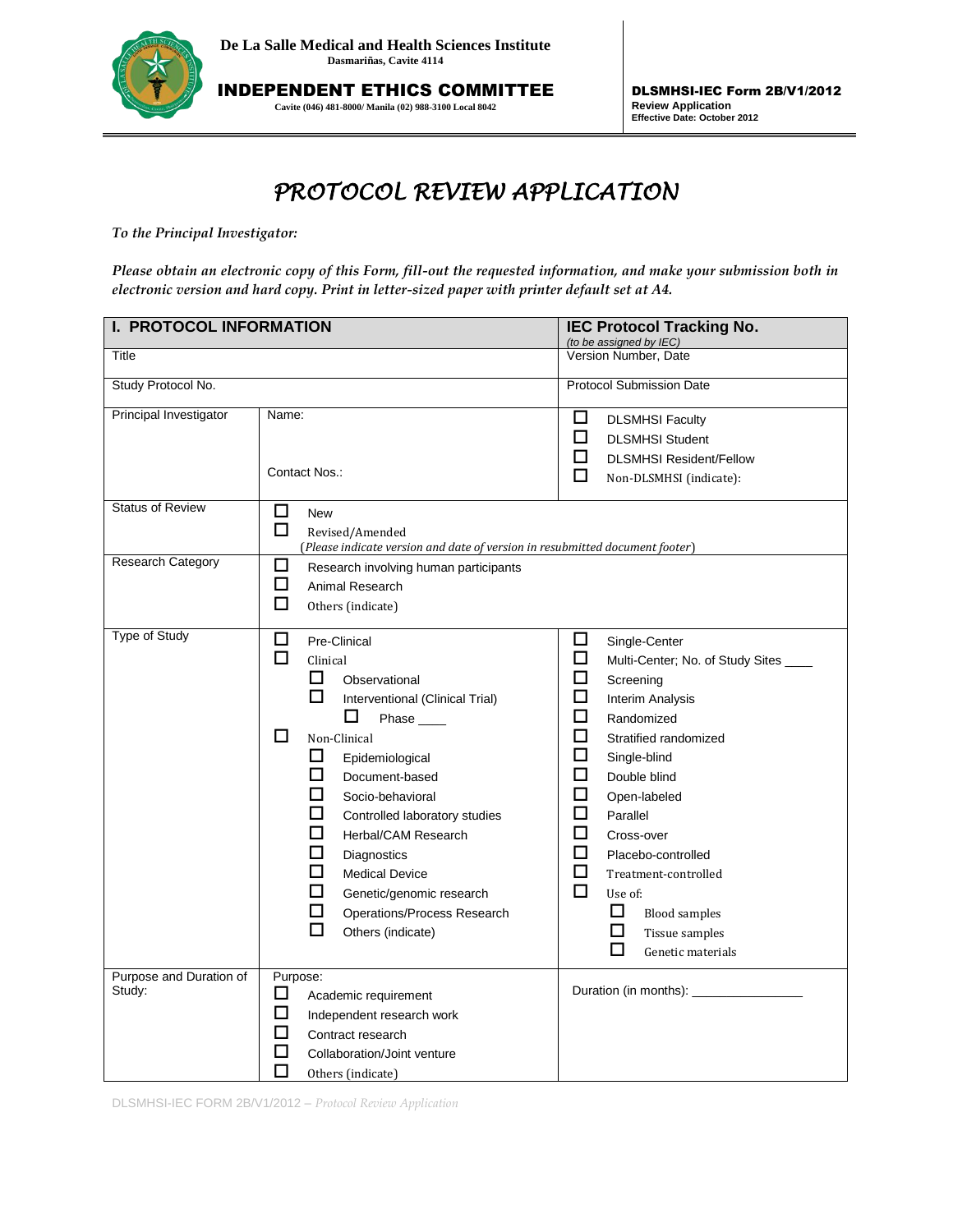**De La Salle Medical and Health Sciences Institute**
Dasmariñas, Cavite 4114

**INDEPENDENT ETHICS COMMITTEE**
Cavite (046) 481-8000/ Manila (02) 988-3100 Local 8042

**DLSMHSI-IEC Form 2B/V1/2012**
**Review Application**
**Effective Date: October 2012**

# PROTOCOL REVIEW APPLICATION

*To the Principal Investigator:*

*Please obtain an electronic copy of this Form, fill-out the requested information, and make your submission both in electronic version and hard copy. Print in letter-sized paper with printer default set at A4.*

| **I. PROTOCOL INFORMATION** | | **IEC Protocol Tracking No.** *(to be assigned by IEC)* |
|---|---|---|
| Title | | Version Number, Date |
| Study Protocol No. | | Protocol Submission Date |
| Principal Investigator | Name:<br><br>Contact Nos.: | ☐ DLSMHSI Faculty<br>☐ DLSMHSI Student<br>☐ DLSMHSI Resident/Fellow<br>☐ Non-DLSMHSI (indicate): |
| Status of Review | ☐ New<br>☐ Revised/Amended<br>(*Please indicate version and date of version in resubmitted document footer*) | |
| Research Category | ☐ Research involving human participants<br>☐ Animal Research<br>☐ Others (indicate) | |
| Type of Study | ☐ Pre-Clinical<br>☐ Clinical<br>&nbsp;&nbsp;☐ Observational<br>&nbsp;&nbsp;☐ Interventional (Clinical Trial)<br>&nbsp;&nbsp;&nbsp;&nbsp;☐ Phase ____<br>☐ Non-Clinical<br>&nbsp;&nbsp;☐ Epidemiological<br>&nbsp;&nbsp;☐ Document-based<br>&nbsp;&nbsp;☐ Socio-behavioral<br>&nbsp;&nbsp;☐ Controlled laboratory studies<br>&nbsp;&nbsp;☐ Herbal/CAM Research<br>&nbsp;&nbsp;☐ Diagnostics<br>&nbsp;&nbsp;☐ Medical Device<br>&nbsp;&nbsp;☐ Genetic/genomic research<br>&nbsp;&nbsp;☐ Operations/Process Research<br>&nbsp;&nbsp;☐ Others (indicate) | ☐ Single-Center<br>☐ Multi-Center; No. of Study Sites ____<br>☐ Screening<br>☐ Interim Analysis<br>☐ Randomized<br>☐ Stratified randomized<br>☐ Single-blind<br>☐ Double blind<br>☐ Open-labeled<br>☐ Parallel<br>☐ Cross-over<br>☐ Placebo-controlled<br>☐ Treatment-controlled<br>☐ Use of:<br>&nbsp;&nbsp;☐ Blood samples<br>&nbsp;&nbsp;☐ Tissue samples<br>&nbsp;&nbsp;☐ Genetic materials |
| Purpose and Duration of Study: | Purpose:<br>☐ Academic requirement<br>☐ Independent research work<br>☐ Contract research<br>☐ Collaboration/Joint venture<br>☐ Others (indicate) | Duration (in months): ________________ |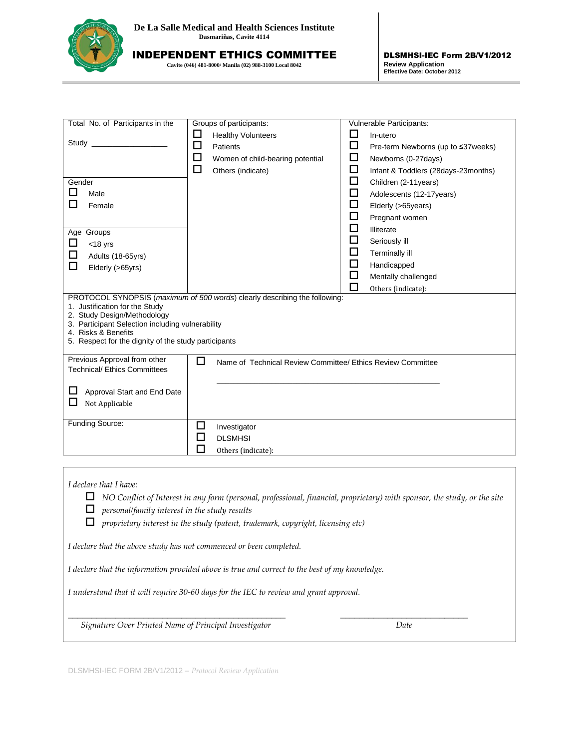De La Salle Medical and Health Sciences Institute
Dasmariñas, Cavite 4114

# INDEPENDENT ETHICS COMMITTEE

Cavite (046) 481-8000/ Manila (02) 988-3100 Local 8042

**DLSMHSI-IEC Form 2B/V1/2012**
**Review Application**
**Effective Date: October 2012**

| | | |
|---|---|---|
| Total No. of Participants in the Study ________________ | Groups of participants:<br>☐ Healthy Volunteers<br>☐ Patients<br>☐ Women of child-bearing potential<br>☐ Others (indicate) | Vulnerable Participants:<br>☐ In-utero<br>☐ Pre-term Newborns (up to ≤37weeks)<br>☐ Newborns (0-27days)<br>☐ Infant & Toddlers (28days-23months)<br>☐ Children (2-11years)<br>☐ Adolescents (12-17years)<br>☐ Elderly (>65years)<br>☐ Pregnant women<br>☐ Illiterate<br>☐ Seriously ill<br>☐ Terminally ill<br>☐ Handicapped<br>☐ Mentally challenged<br>☐ Others (indicate): |
| Gender<br>☐ Male<br>☐ Female | | |
| Age Groups<br>☐ <18 yrs<br>☐ Adults (18-65yrs)<br>☐ Elderly (>65yrs) | | |
| PROTOCOL SYNOPSIS (*maximum of 500 words*) clearly describing the following:<br>1. Justification for the Study<br>2. Study Design/Methodology<br>3. Participant Selection including vulnerability<br>4. Risks & Benefits<br>5. Respect for the dignity of the study participants | | |
| Previous Approval from other Technical/ Ethics Committees<br>☐ Approval Start and End Date<br>☐ Not Applicable | ☐ Name of Technical Review Committee/ Ethics Review Committee<br>________________________________________ | |
| Funding Source: | ☐ Investigator<br>☐ DLSMHSI<br>☐ Others (indicate): | |

*I declare that I have:*

- ☐ *NO Conflict of Interest in any form (personal, professional, financial, proprietary) with sponsor, the study, or the site*
- ☐ *personal/family interest in the study results*
- ☐ *proprietary interest in the study (patent, trademark, copyright, licensing etc)*

*I declare that the above study has not commenced or been completed.*

*I declare that the information provided above is true and correct to the best of my knowledge.*

*I understand that it will require 30-60 days for the IEC to review and grant approval.*

_______________________________________________ ___________________________

*Signature Over Printed Name of Principal Investigator* *Date*